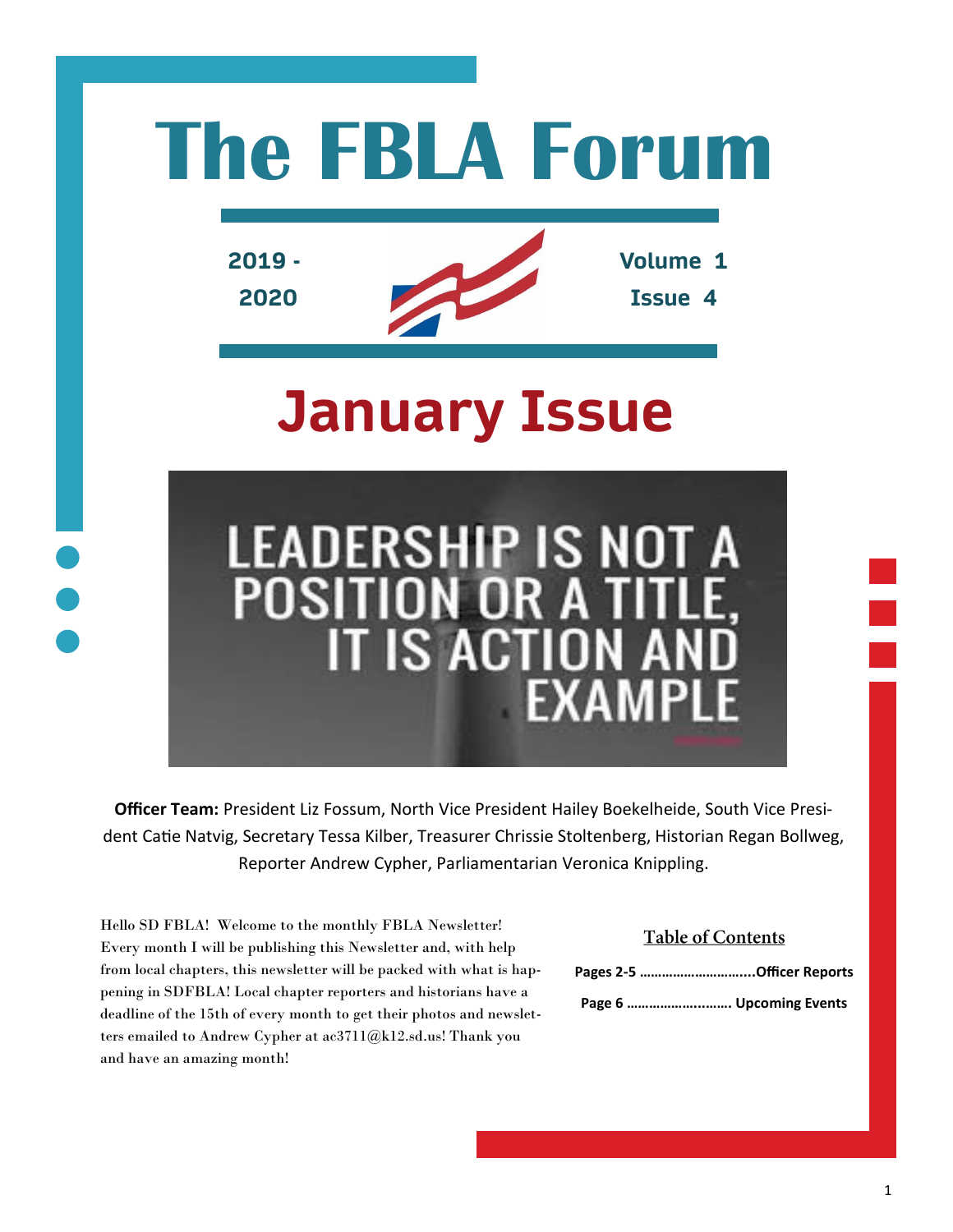# The FBLA Forum

**2019 - 2020**

**Volume 1 Issue 4**

# January Issue

LEADERSHIP IS NOT A POSITION OR A TITLE, IT IS ACTION AND EXAMPLE

**Officer Team:** President Liz Fossum, North Vice President Hailey Boekelheide, South Vice President Catie Natvig, Secretary Tessa Kilber, Treasurer Chrissie Stoltenberg, Historian Regan Bollweg, Reporter Andrew Cypher, Parliamentarian Veronica Knippling.

Hello SD FBLA! Welcome to the monthly FBLA Newsletter! Every month I will be publishing this Newsletter and, with help from local chapters, this newsletter will be packed with what is happening in SDFBLA! Local chapter reporters and historians have a deadline of the 15th of every month to get their photos and newsletters emailed to Andrew Cypher at ac3711@k12.sd.us! Thank you and have an amazing month!

## Table of Contents

**Pages 2-5 ..............................Officer Reports**

**Page 6 .......................... Upcoming Events**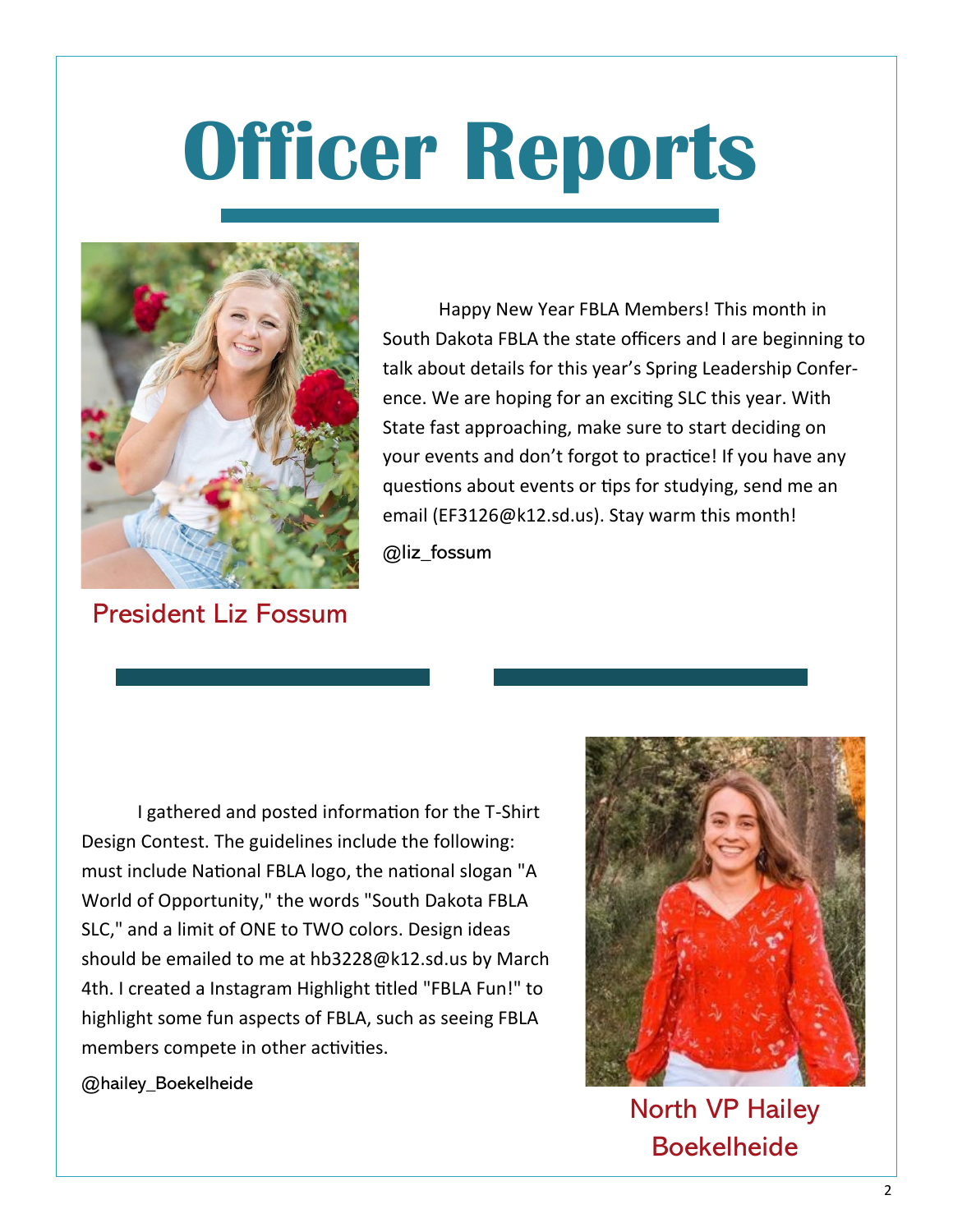# Officer Reports

Happy New Year FBLA Members! This month in South Dakota FBLA the state officers and I are beginning to talk about details for this year's Spring Leadership Conference. We are hoping for an exciting SLC this year. With State fast approaching, make sure to start deciding on your events and don't forgot to practice! If you have any questions about events or tips for studying, send me an email (EF3126@k12.sd.us). Stay warm this month!

@liz_fossum

President Liz Fossum

I gathered and posted information for the T-Shirt Design Contest. The guidelines include the following: must include National FBLA logo, the national slogan "A World of Opportunity," the words "South Dakota FBLA SLC," and a limit of ONE to TWO colors. Design ideas should be emailed to me at hb3228@k12.sd.us by March 4th. I created a Instagram Highlight titled "FBLA Fun!" to highlight some fun aspects of FBLA, such as seeing FBLA members compete in other activities.

@hailey_Boekelheide

North VP Hailey Boekelheide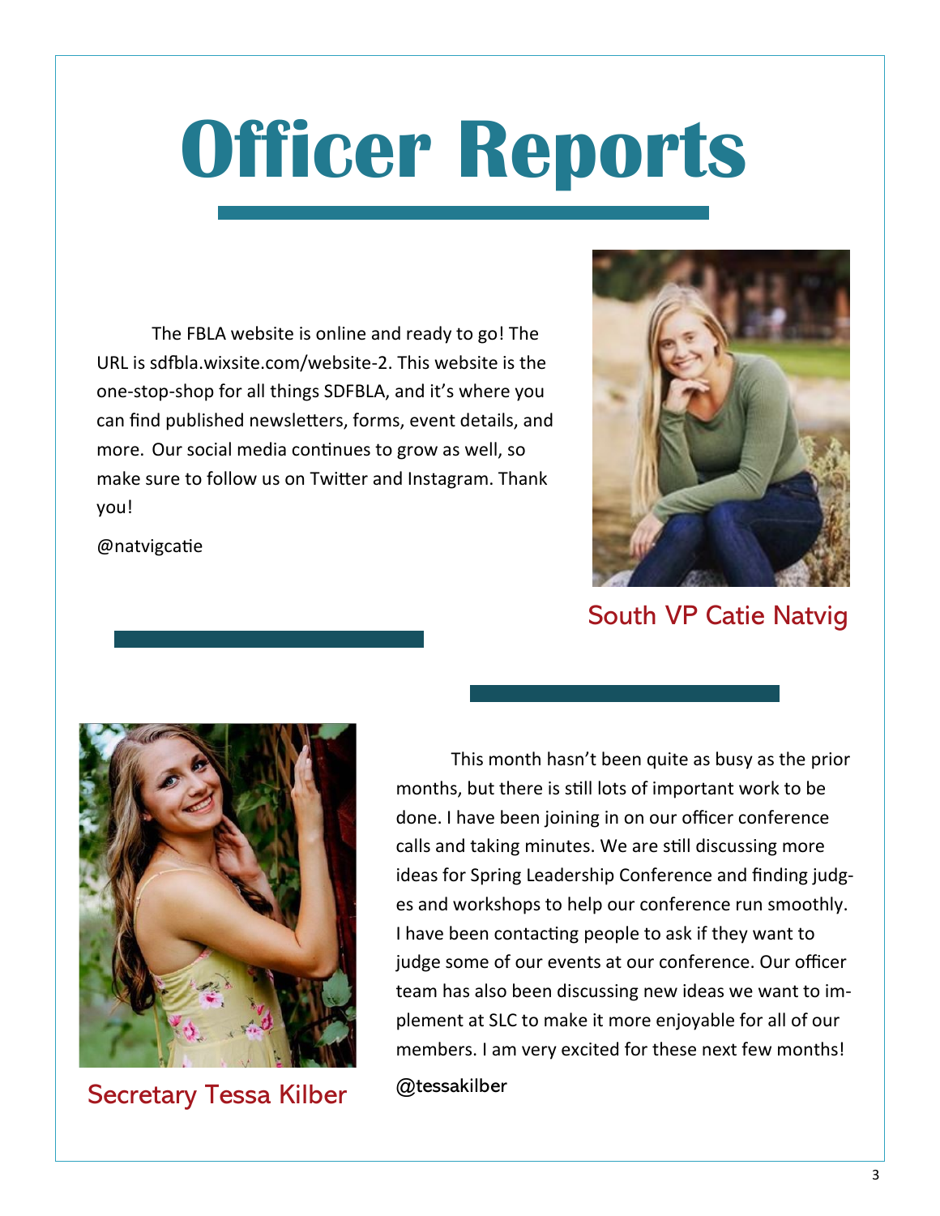# Officer Reports

The FBLA website is online and ready to go! The URL is sdfbla.wixsite.com/website-2. This website is the one-stop-shop for all things SDFBLA, and it's where you can find published newsletters, forms, event details, and more. Our social media continues to grow as well, so make sure to follow us on Twitter and Instagram. Thank you!

@natvigcatie

South VP Catie Natvig

This month hasn't been quite as busy as the prior months, but there is still lots of important work to be done. I have been joining in on our officer conference calls and taking minutes. We are still discussing more ideas for Spring Leadership Conference and finding judges and workshops to help our conference run smoothly. I have been contacting people to ask if they want to judge some of our events at our conference. Our officer team has also been discussing new ideas we want to implement at SLC to make it more enjoyable for all of our members. I am very excited for these next few months!

@tessakilber

Secretary Tessa Kilber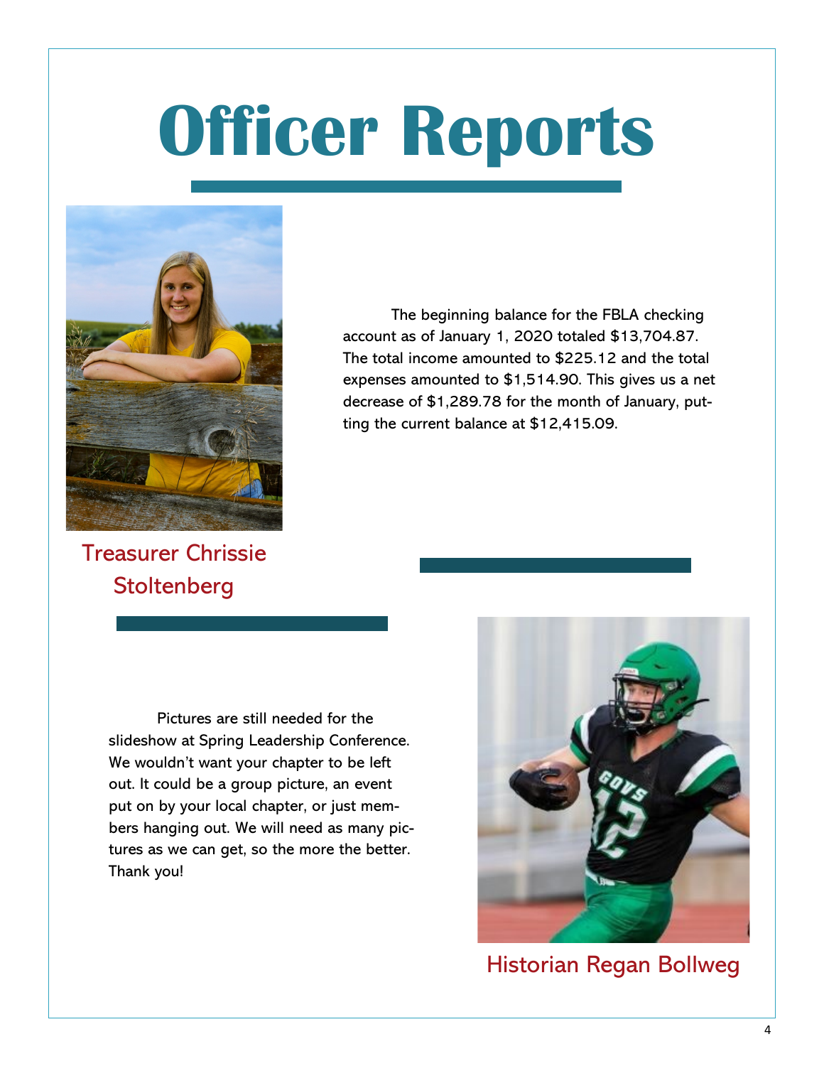# Officer Reports

The beginning balance for the FBLA checking account as of January 1, 2020 totaled $13,704.87. The total income amounted to $225.12 and the total expenses amounted to $1,514.90. This gives us a net decrease of $1,289.78 for the month of January, putting the current balance at $12,415.09.

Treasurer Chrissie Stoltenberg

Pictures are still needed for the slideshow at Spring Leadership Conference. We wouldn't want your chapter to be left out. It could be a group picture, an event put on by your local chapter, or just members hanging out. We will need as many pictures as we can get, so the more the better. Thank you!

Historian Regan Bollweg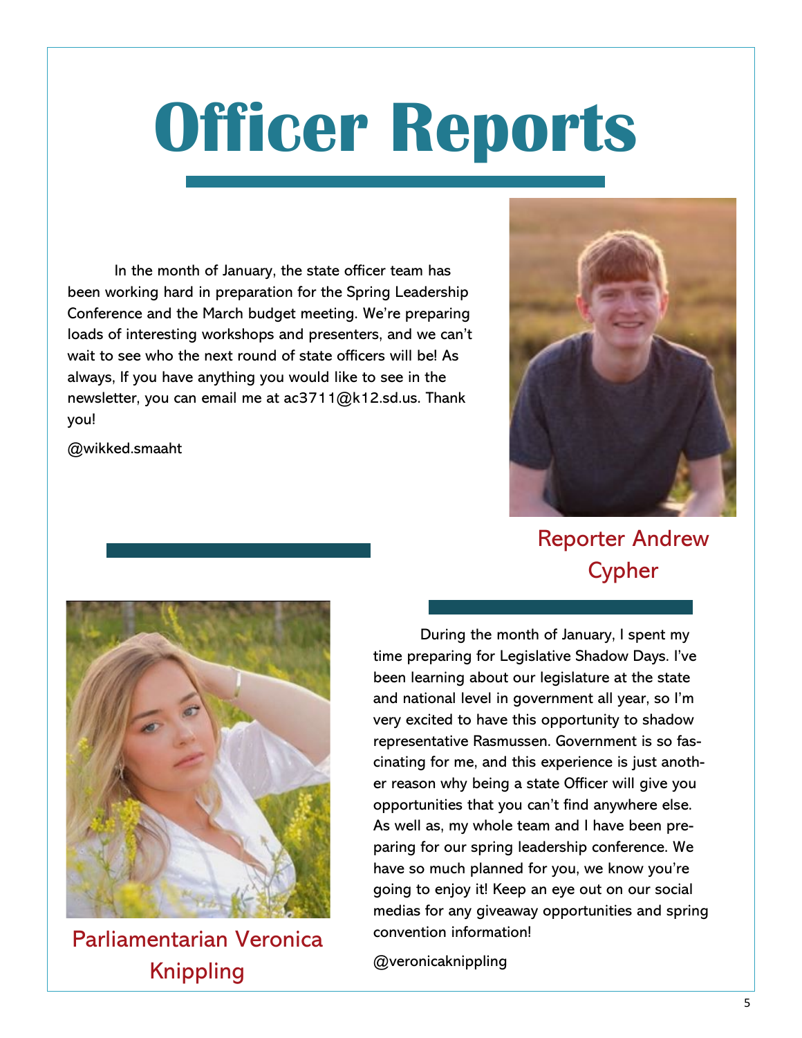# Officer Reports

In the month of January, the state officer team has been working hard in preparation for the Spring Leadership Conference and the March budget meeting. We're preparing loads of interesting workshops and presenters, and we can't wait to see who the next round of state officers will be! As always, If you have anything you would like to see in the newsletter, you can email me at ac3711@k12.sd.us. Thank you!

@wikked.smaaht

Reporter Andrew Cypher

During the month of January, I spent my time preparing for Legislative Shadow Days. I've been learning about our legislature at the state and national level in government all year, so I'm very excited to have this opportunity to shadow representative Rasmussen. Government is so fascinating for me, and this experience is just another reason why being a state Officer will give you opportunities that you can't find anywhere else. As well as, my whole team and I have been preparing for our spring leadership conference. We have so much planned for you, we know you're going to enjoy it! Keep an eye out on our social medias for any giveaway opportunities and spring convention information!

@veronicaknippling

Parliamentarian Veronica Knippling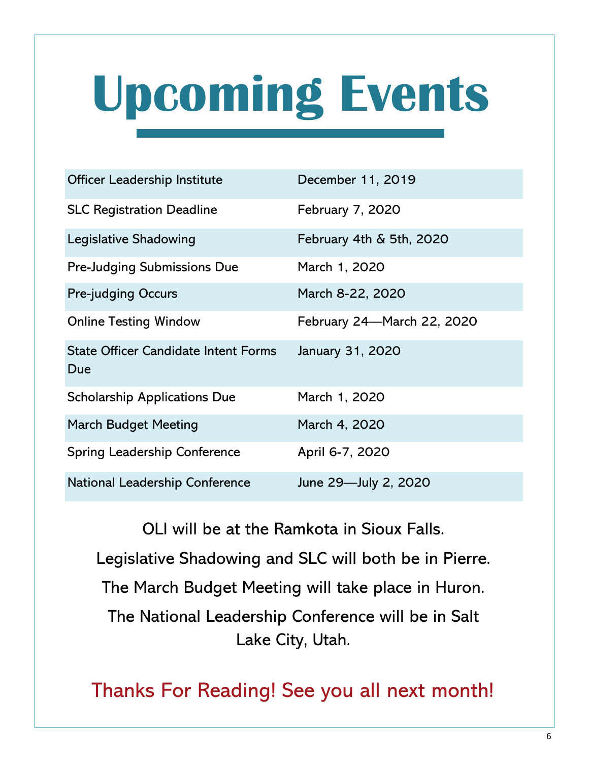# Upcoming Events

| | |
|---|---|
| Officer Leadership Institute | December 11, 2019 |
| SLC Registration Deadline | February 7, 2020 |
| Legislative Shadowing | February 4th & 5th, 2020 |
| Pre-Judging Submissions Due | March 1, 2020 |
| Pre-judging Occurs | March 8-22, 2020 |
| Online Testing Window | February 24—March 22, 2020 |
| State Officer Candidate Intent Forms Due | January 31, 2020 |
| Scholarship Applications Due | March 1, 2020 |
| March Budget Meeting | March 4, 2020 |
| Spring Leadership Conference | April 6-7, 2020 |
| National Leadership Conference | June 29—July 2, 2020 |

OLI will be at the Ramkota in Sioux Falls.

Legislative Shadowing and SLC will both be in Pierre.

The March Budget Meeting will take place in Huron.

The National Leadership Conference will be in Salt Lake City, Utah.

Thanks For Reading! See you all next month!